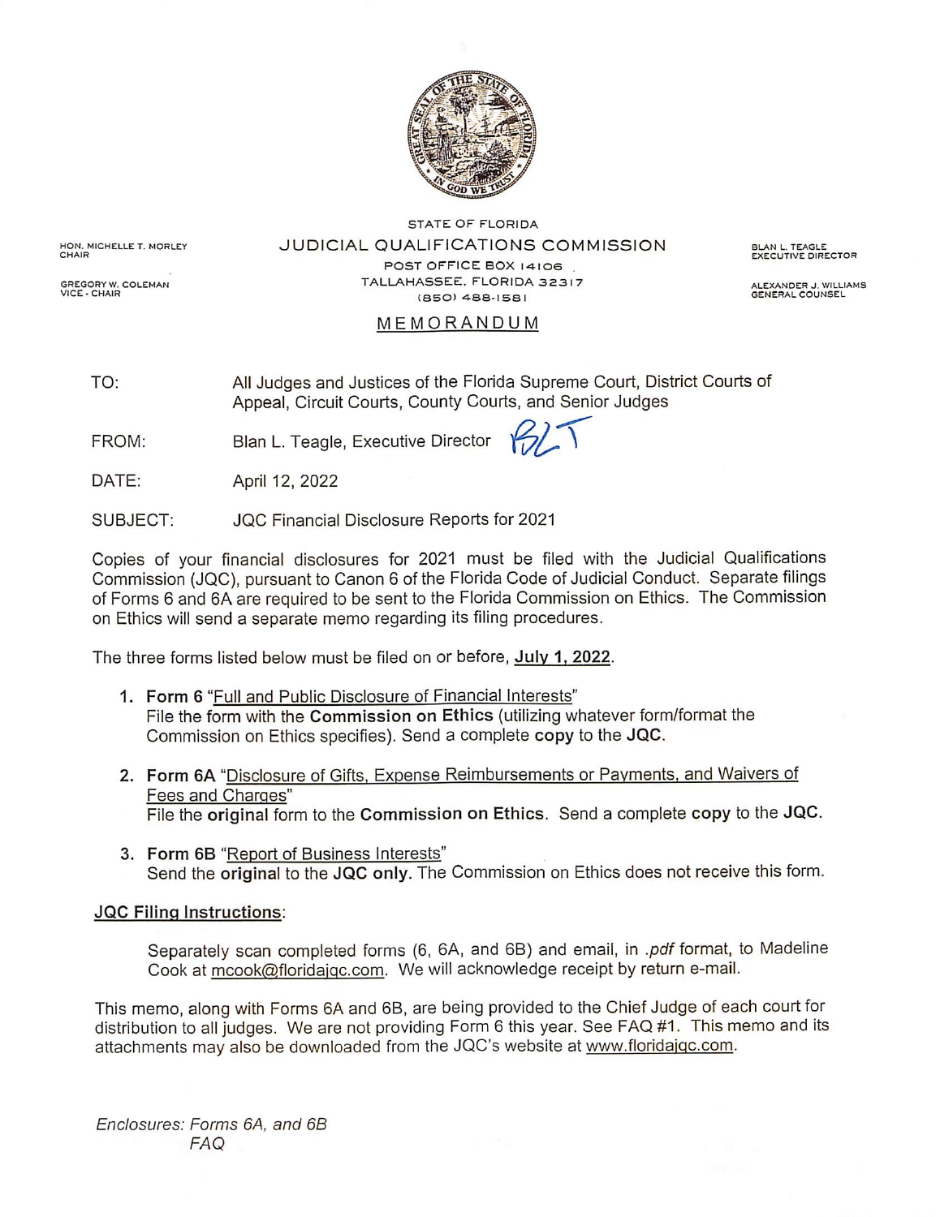HON. MICHELLE T. MORLEY
CHAIR

GREGORY W. COLEMAN
VICE - CHAIR

STATE OF FLORIDA

# JUDICIAL QUALIFICATIONS COMMISSION

POST OFFICE BOX 14106
TALLAHASSEE, FLORIDA 32317
(850) 488-1581

BLAN L. TEAGLE
EXECUTIVE DIRECTOR

ALEXANDER J. WILLIAMS
GENERAL COUNSEL

## MEMORANDUM

TO: All Judges and Justices of the Florida Supreme Court, District Courts of Appeal, Circuit Courts, County Courts, and Senior Judges

FROM: Blan L. Teagle, Executive Director BLT

DATE: April 12, 2022

SUBJECT: JQC Financial Disclosure Reports for 2021

Copies of your financial disclosures for 2021 must be filed with the Judicial Qualifications Commission (JQC), pursuant to Canon 6 of the Florida Code of Judicial Conduct. Separate filings of Forms 6 and 6A are required to be sent to the Florida Commission on Ethics. The Commission on Ethics will send a separate memo regarding its filing procedures.

The three forms listed below must be filed on or before, **July 1, 2022**.

1. **Form 6** "Full and Public Disclosure of Financial Interests"
   File the form with the **Commission on Ethics** (utilizing whatever form/format the Commission on Ethics specifies). Send a complete **copy** to the **JQC**.

2. **Form 6A** "Disclosure of Gifts, Expense Reimbursements or Payments, and Waivers of Fees and Charges"
   File the **original** form to the **Commission on Ethics**. Send a complete **copy** to the **JQC**.

3. **Form 6B** "Report of Business Interests"
   Send the **original** to the **JQC only**. The Commission on Ethics does not receive this form.

**JQC Filing Instructions**:

Separately scan completed forms (6, 6A, and 6B) and email, in *.pdf* format, to Madeline Cook at mcook@floridajqc.com. We will acknowledge receipt by return e-mail.

This memo, along with Forms 6A and 6B, are being provided to the Chief Judge of each court for distribution to all judges. We are not providing Form 6 this year. See FAQ #1. This memo and its attachments may also be downloaded from the JQC's website at www.floridajqc.com.

*Enclosures: Forms 6A, and 6B*
*FAQ*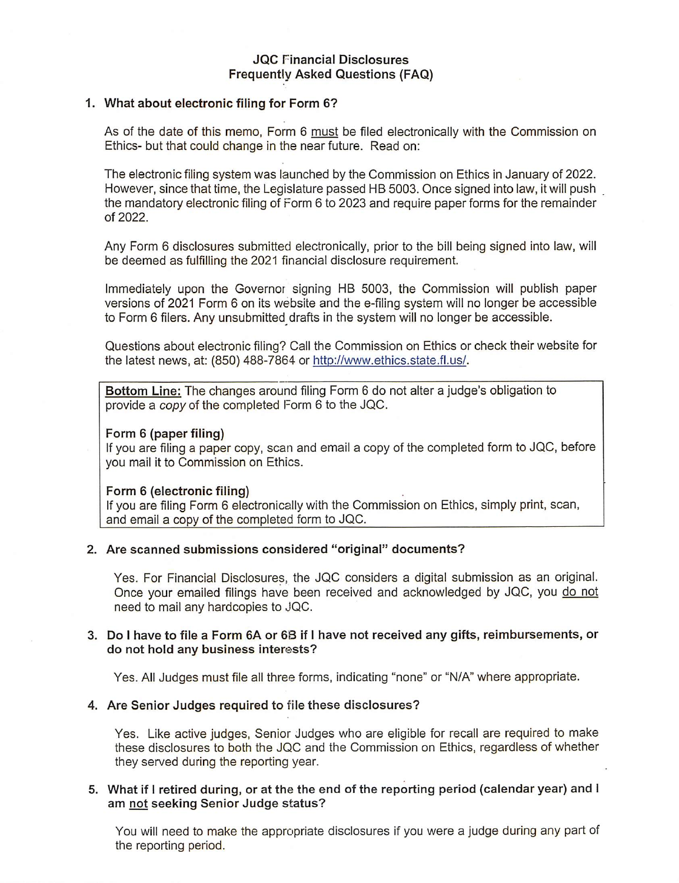# JQC Financial Disclosures
## Frequently Asked Questions (FAQ)

**1. What about electronic filing for Form 6?**

As of the date of this memo, Form 6 must be filed electronically with the Commission on Ethics- but that could change in the near future. Read on:

The electronic filing system was launched by the Commission on Ethics in January of 2022. However, since that time, the Legislature passed HB 5003. Once signed into law, it will push the mandatory electronic filing of Form 6 to 2023 and require paper forms for the remainder of 2022.

Any Form 6 disclosures submitted electronically, prior to the bill being signed into law, will be deemed as fulfilling the 2021 financial disclosure requirement.

Immediately upon the Governor signing HB 5003, the Commission will publish paper versions of 2021 Form 6 on its website and the e-filing system will no longer be accessible to Form 6 filers. Any unsubmitted drafts in the system will no longer be accessible.

Questions about electronic filing? Call the Commission on Ethics or check their website for the latest news, at: (850) 488-7864 or http://www.ethics.state.fl.us/.

> **Bottom Line:** The changes around filing Form 6 do not alter a judge's obligation to provide a *copy* of the completed Form 6 to the JQC.
>
> **Form 6 (paper filing)**
> If you are filing a paper copy, scan and email a copy of the completed form to JQC, before you mail it to Commission on Ethics.
>
> **Form 6 (electronic filing)**
> If you are filing Form 6 electronically with the Commission on Ethics, simply print, scan, and email a copy of the completed form to JQC.

**2. Are scanned submissions considered "original" documents?**

Yes. For Financial Disclosures, the JQC considers a digital submission as an original. Once your emailed filings have been received and acknowledged by JQC, you do not need to mail any hardcopies to JQC.

**3. Do I have to file a Form 6A or 6B if I have not received any gifts, reimbursements, or do not hold any business interests?**

Yes. All Judges must file all three forms, indicating "none" or "N/A" where appropriate.

**4. Are Senior Judges required to file these disclosures?**

Yes. Like active judges, Senior Judges who are eligible for recall are required to make these disclosures to both the JQC and the Commission on Ethics, regardless of whether they served during the reporting year.

**5. What if I retired during, or at the the end of the reporting period (calendar year) and I am not seeking Senior Judge status?**

You will need to make the appropriate disclosures if you were a judge during any part of the reporting period.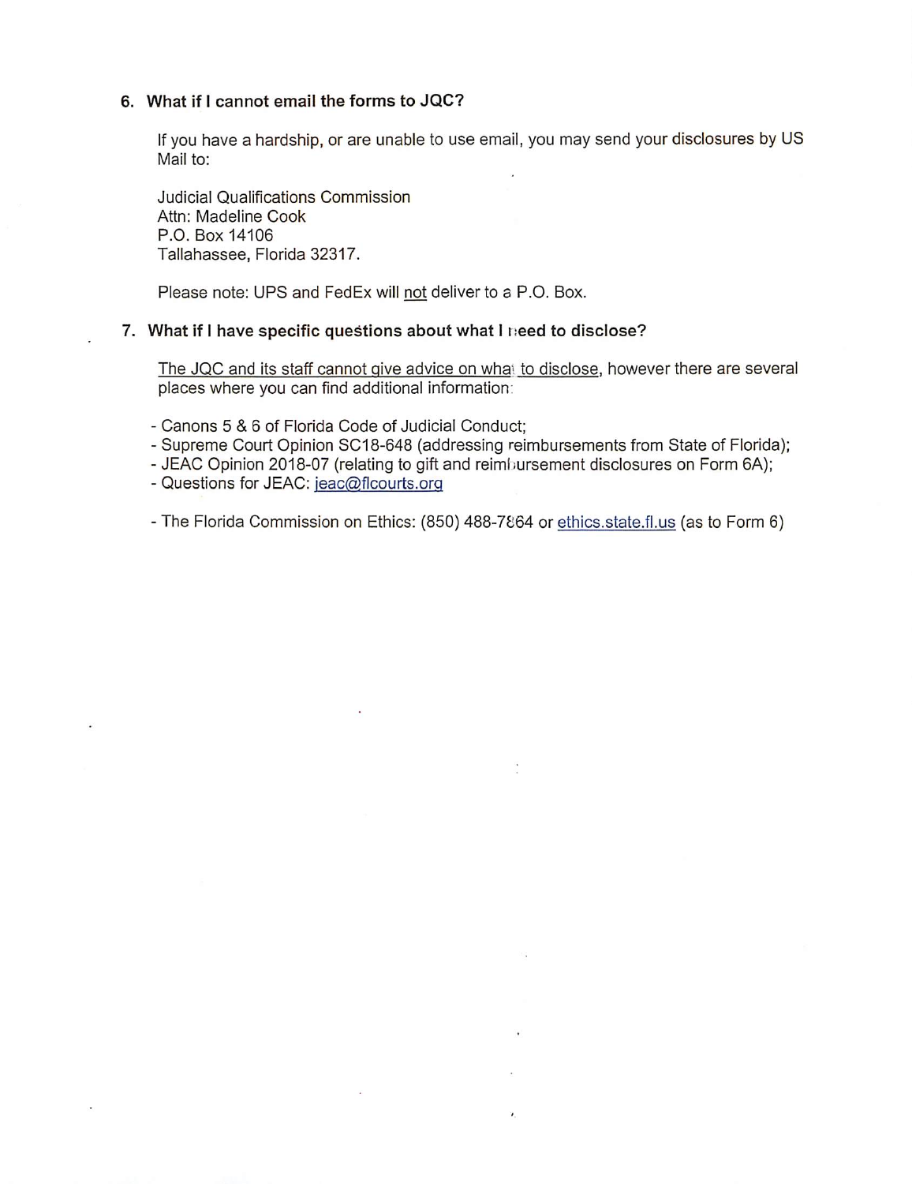### 6. What if I cannot email the forms to JQC?

If you have a hardship, or are unable to use email, you may send your disclosures by US Mail to:

Judicial Qualifications Commission
Attn: Madeline Cook
P.O. Box 14106
Tallahassee, Florida 32317.

Please note: UPS and FedEx will <u>not</u> deliver to a P.O. Box.

### 7. What if I have specific questions about what I need to disclose?

<u>The JQC and its staff cannot give advice on what to disclose</u>, however there are several places where you can find additional information:

- Canons 5 & 6 of Florida Code of Judicial Conduct;
- Supreme Court Opinion SC18-648 (addressing reimbursements from State of Florida);
- JEAC Opinion 2018-07 (relating to gift and reimbursement disclosures on Form 6A);
- Questions for JEAC: jeac@flcourts.org

- The Florida Commission on Ethics: (850) 488-7864 or ethics.state.fl.us (as to Form 6)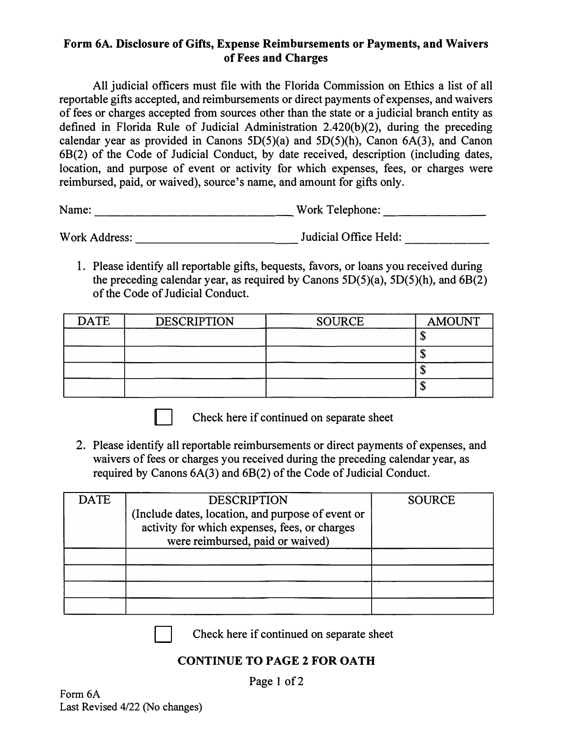## Form 6A. Disclosure of Gifts, Expense Reimbursements or Payments, and Waivers of Fees and Charges

All judicial officers must file with the Florida Commission on Ethics a list of all reportable gifts accepted, and reimbursements or direct payments of expenses, and waivers of fees or charges accepted from sources other than the state or a judicial branch entity as defined in Florida Rule of Judicial Administration 2.420(b)(2), during the preceding calendar year as provided in Canons 5D(5)(a) and 5D(5)(h), Canon 6A(3), and Canon 6B(2) of the Code of Judicial Conduct, by date received, description (including dates, location, and purpose of event or activity for which expenses, fees, or charges were reimbursed, paid, or waived), source's name, and amount for gifts only.

Name: ______________________________ Work Telephone: ________________

Work Address: ________________________ Judicial Office Held: _____________

1. Please identify all reportable gifts, bequests, favors, or loans you received during the preceding calendar year, as required by Canons 5D(5)(a), 5D(5)(h), and 6B(2) of the Code of Judicial Conduct.

| DATE | DESCRIPTION | SOURCE | AMOUNT |
|---|---|---|---|
| | | | $ |
| | | | $ |
| | | | $ |
| | | | $ |

☐ Check here if continued on separate sheet

2. Please identify all reportable reimbursements or direct payments of expenses, and waivers of fees or charges you received during the preceding calendar year, as required by Canons 6A(3) and 6B(2) of the Code of Judicial Conduct.

| DATE | DESCRIPTION (Include dates, location, and purpose of event or activity for which expenses, fees, or charges were reimbursed, paid or waived) | SOURCE |
|---|---|---|
| | | |
| | | |
| | | |
| | | |

☐ Check here if continued on separate sheet

**CONTINUE TO PAGE 2 FOR OATH**

Form 6A
Last Revised 4/22 (No changes)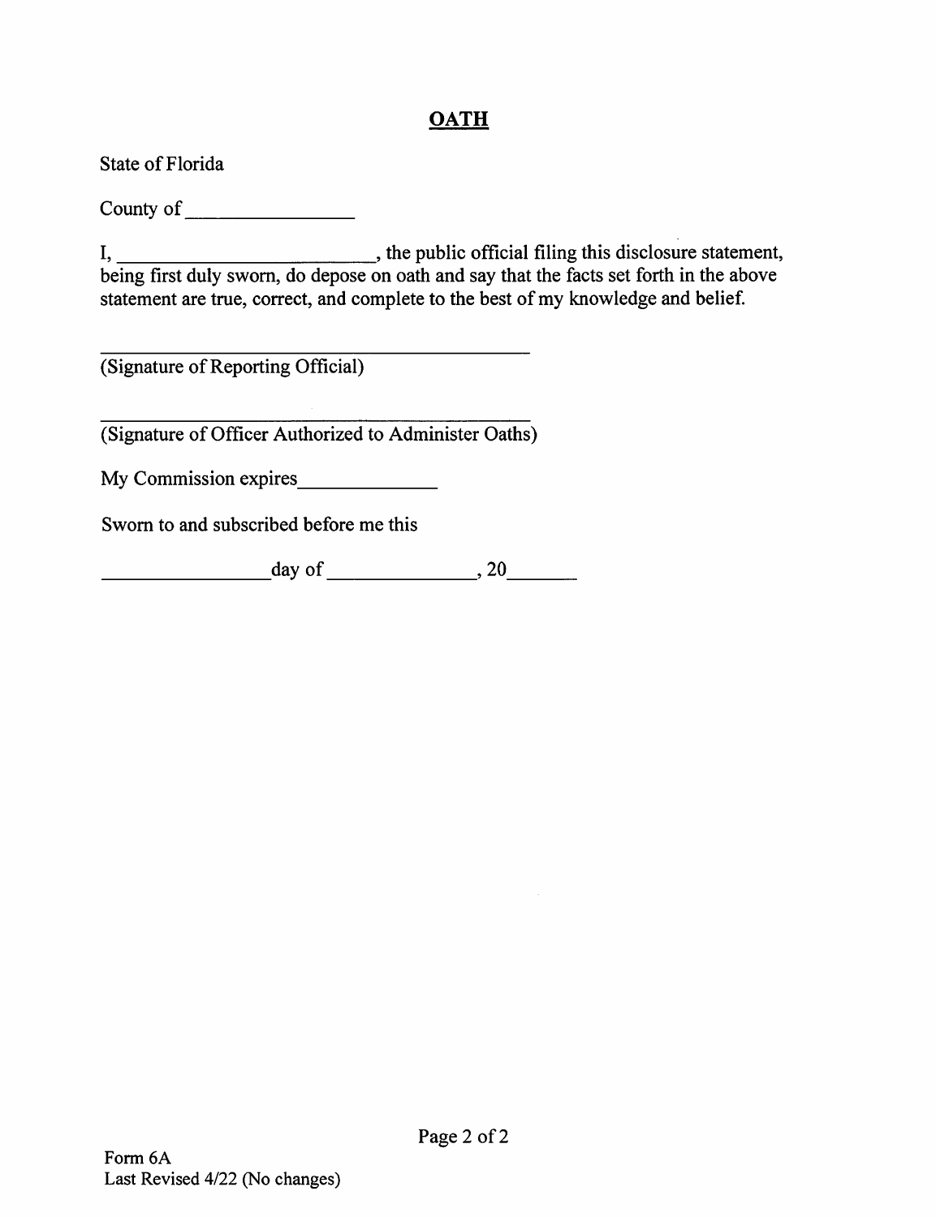## OATH

State of Florida

County of ________________

I, __________________________, the public official filing this disclosure statement, being first duly sworn, do depose on oath and say that the facts set forth in the above statement are true, correct, and complete to the best of my knowledge and belief.

____________________________________________
(Signature of Reporting Official)

____________________________________________
(Signature of Officer Authorized to Administer Oaths)

My Commission expires_____________

Sworn to and subscribed before me this

________________day of ______________, 20_______

Form 6A
Last Revised 4/22 (No changes)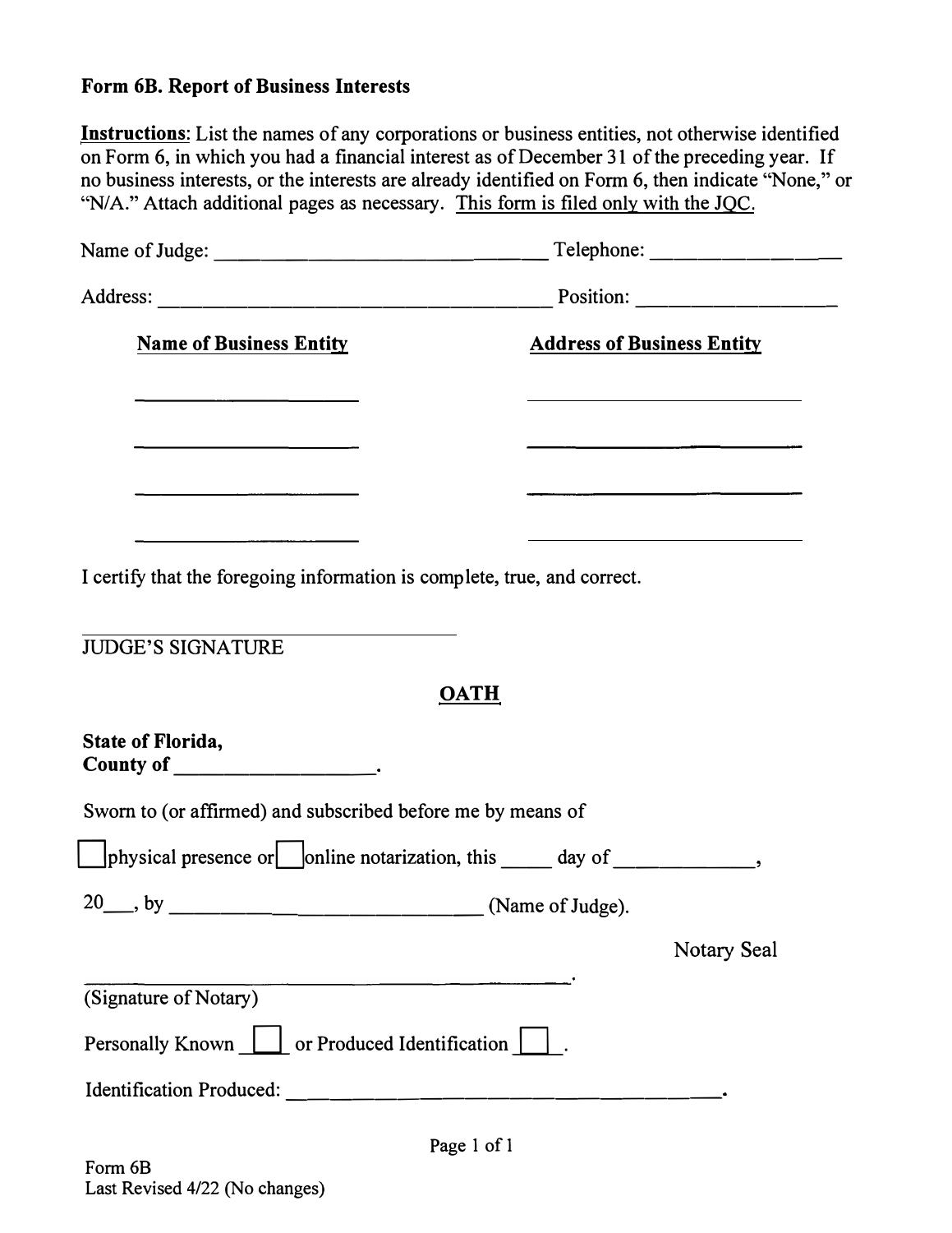**Form 6B. Report of Business Interests**

**Instructions**: List the names of any corporations or business entities, not otherwise identified on Form 6, in which you had a financial interest as of December 31 of the preceding year. If no business interests, or the interests are already identified on Form 6, then indicate "None," or "N/A." Attach additional pages as necessary. This form is filed only with the JQC.

Name of Judge: ______________________________ Telephone: ________________

Address: ____________________________________ Position: _________________

| **Name of Business Entity** | **Address of Business Entity** |
| --- | --- |
| ____________________ | ____________________ |
| ____________________ | ____________________ |
| ____________________ | ____________________ |
| ____________________ | ____________________ |

I certify that the foregoing information is complete, true, and correct.

______________________________
JUDGE'S SIGNATURE

## OATH

**State of Florida,**
**County of ________________.**

Sworn to (or affirmed) and subscribed before me by means of

☐ physical presence or ☐ online notarization, this _____ day of _____________,

20___, by ______________________________ (Name of Judge).

Notary Seal

_____________________________________________.
(Signature of Notary)

Personally Known ☐ or Produced Identification ☐.

Identification Produced: ________________________________________.

Form 6B
Last Revised 4/22 (No changes)